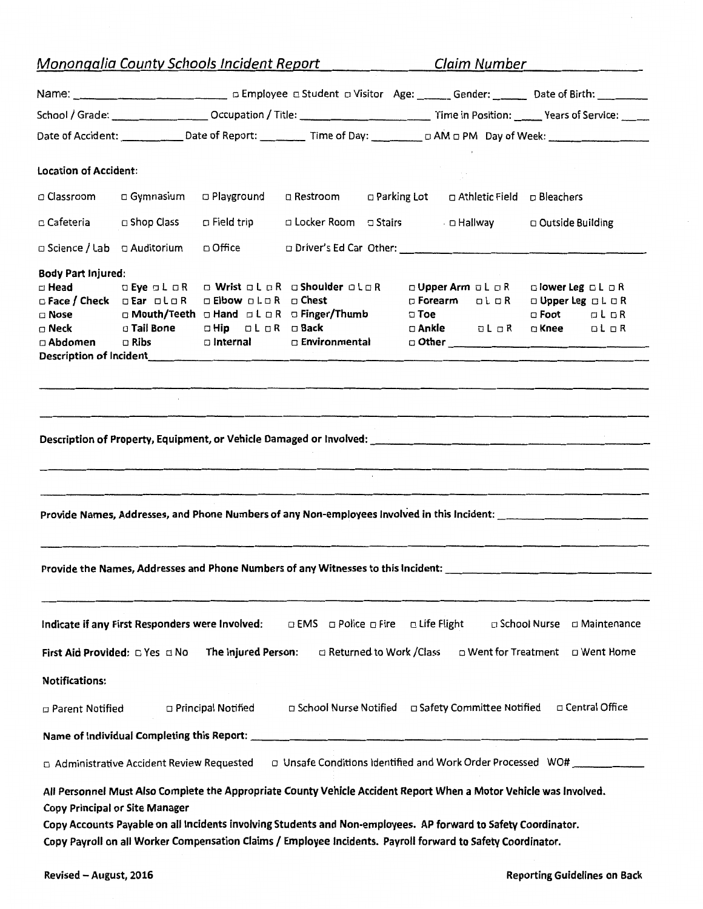# *Monongalia County Schools Incident Report* &nbsp;&nbsp;&nbsp;&nbsp; *Claim Number* ______________

Name: ________________________ ☐ Employee ☐ Student ☐ Visitor Age: ______ Gender: ______ Date of Birth: ________

School / Grade: ________________ Occupation / Title: ______________________ Time in Position: _____ Years of Service: _____

Date of Accident: __________ Date of Report: ________ Time of Day: ________ ☐ AM ☐ PM Day of Week: ________________

**Location of Accident:**

☐ Classroom ☐ Gymnasium ☐ Playground ☐ Restroom ☐ Parking Lot ☐ Athletic Field ☐ Bleachers

☐ Cafeteria ☐ Shop Class ☐ Field trip ☐ Locker Room ☐ Stairs ☐ Hallway ☐ Outside Building

☐ Science / Lab ☐ Auditorium ☐ Office ☐ Driver's Ed Car Other: ________________________________________

**Body Part Injured:**

| | | | | | |
|---|---|---|---|---|---|
| ☐ **Head** | ☐ **Eye** ☐ L ☐ R | ☐ **Wrist** ☐ L ☐ R | ☐ **Shoulder** ☐ L ☐ R | ☐ **Upper Arm** ☐ L ☐ R | ☐ **lower Leg** ☐ L ☐ R |
| ☐ **Face / Check** | ☐ **Ear** ☐ L ☐ R | ☐ **Elbow** ☐ L ☐ R | ☐ **Chest** | ☐ **Forearm** ☐ L ☐ R | ☐ **Upper Leg** ☐ L ☐ R |
| ☐ **Nose** | ☐ **Mouth/Teeth** | ☐ **Hand** ☐ L ☐ R | ☐ **Finger/Thumb** | ☐ **Toe** | ☐ **Foot** ☐ L ☐ R |
| ☐ **Neck** | ☐ **Tail Bone** | ☐ **Hip** ☐ L ☐ R | ☐ **Back** | ☐ **Ankle** ☐ L ☐ R | ☐ **Knee** ☐ L ☐ R |
| ☐ **Abdomen** | ☐ **Ribs** | ☐ **Internal** | ☐ **Environmental** | ☐ **Other** ______________ | |

**Description of Incident** ________________________________________________________________

________________________________________________________________________________________

________________________________________________________________________________________

**Description of Property, Equipment, or Vehicle Damaged or Involved:** ______________________________

________________________________________________________________________________________

________________________________________________________________________________________

**Provide Names, Addresses, and Phone Numbers of any Non-employees Involved in this Incident:** ____________

________________________________________________________________________________________

**Provide the Names, Addresses and Phone Numbers of any Witnesses to this Incident:** ___________________

________________________________________________________________________________________

**Indicate if any First Responders were Involved:** ☐ EMS ☐ Police ☐ Fire ☐ Life Flight ☐ School Nurse ☐ Maintenance

**First Aid Provided:** ☐ Yes ☐ No **The Injured Person:** ☐ Returned to Work /Class ☐ Went for Treatment ☐ Went Home

**Notifications:**

☐ Parent Notified ☐ Principal Notified ☐ School Nurse Notified ☐ Safety Committee Notified ☐ Central Office

**Name of Individual Completing this Report:** ________________________________________________

☐ Administrative Accident Review Requested ☐ Unsafe Conditions Identified and Work Order Processed WO# ___________

**All Personnel Must Also Complete the Appropriate County Vehicle Accident Report When a Motor Vehicle was Involved.**
**Copy Principal or Site Manager**
**Copy Accounts Payable on all Incidents involving Students and Non-employees. AP forward to Safety Coordinator.**
**Copy Payroll on all Worker Compensation Claims / Employee Incidents. Payroll forward to Safety Coordinator.**

**Revised – August, 2016** &nbsp;&nbsp;&nbsp;&nbsp; **Reporting Guidelines on Back**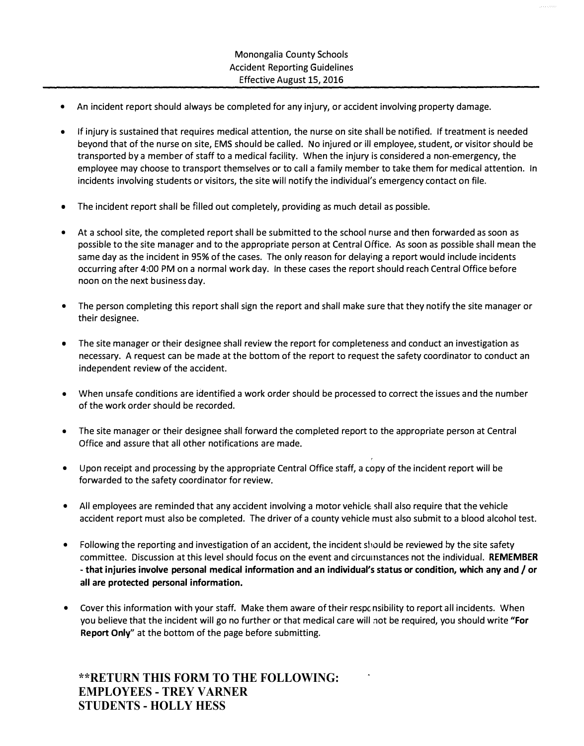Monongalia County Schools
Accident Reporting Guidelines
Effective August 15, 2016

- An incident report should always be completed for any injury, or accident involving property damage.
- If injury is sustained that requires medical attention, the nurse on site shall be notified. If treatment is needed beyond that of the nurse on site, EMS should be called. No injured or ill employee, student, or visitor should be transported by a member of staff to a medical facility. When the injury is considered a non-emergency, the employee may choose to transport themselves or to call a family member to take them for medical attention. In incidents involving students or visitors, the site will notify the individual's emergency contact on file.
- The incident report shall be filled out completely, providing as much detail as possible.
- At a school site, the completed report shall be submitted to the school nurse and then forwarded as soon as possible to the site manager and to the appropriate person at Central Office. As soon as possible shall mean the same day as the incident in 95% of the cases. The only reason for delaying a report would include incidents occurring after 4:00 PM on a normal work day. In these cases the report should reach Central Office before noon on the next business day.
- The person completing this report shall sign the report and shall make sure that they notify the site manager or their designee.
- The site manager or their designee shall review the report for completeness and conduct an investigation as necessary. A request can be made at the bottom of the report to request the safety coordinator to conduct an independent review of the accident.
- When unsafe conditions are identified a work order should be processed to correct the issues and the number of the work order should be recorded.
- The site manager or their designee shall forward the completed report to the appropriate person at Central Office and assure that all other notifications are made.
- Upon receipt and processing by the appropriate Central Office staff, a copy of the incident report will be forwarded to the safety coordinator for review.
- All employees are reminded that any accident involving a motor vehicle shall also require that the vehicle accident report must also be completed. The driver of a county vehicle must also submit to a blood alcohol test.
- Following the reporting and investigation of an accident, the incident should be reviewed by the site safety committee. Discussion at this level should focus on the event and circumstances not the individual. **REMEMBER - that injuries involve personal medical information and an individual's status or condition, which any and / or all are protected personal information.**
- Cover this information with your staff. Make them aware of their responsibility to report all incidents. When you believe that the incident will go no further or that medical care will not be required, you should write **"For Report Only"** at the bottom of the page before submitting.

**\*\*RETURN THIS FORM TO THE FOLLOWING:**
**EMPLOYEES - TREY VARNER**
**STUDENTS - HOLLY HESS**